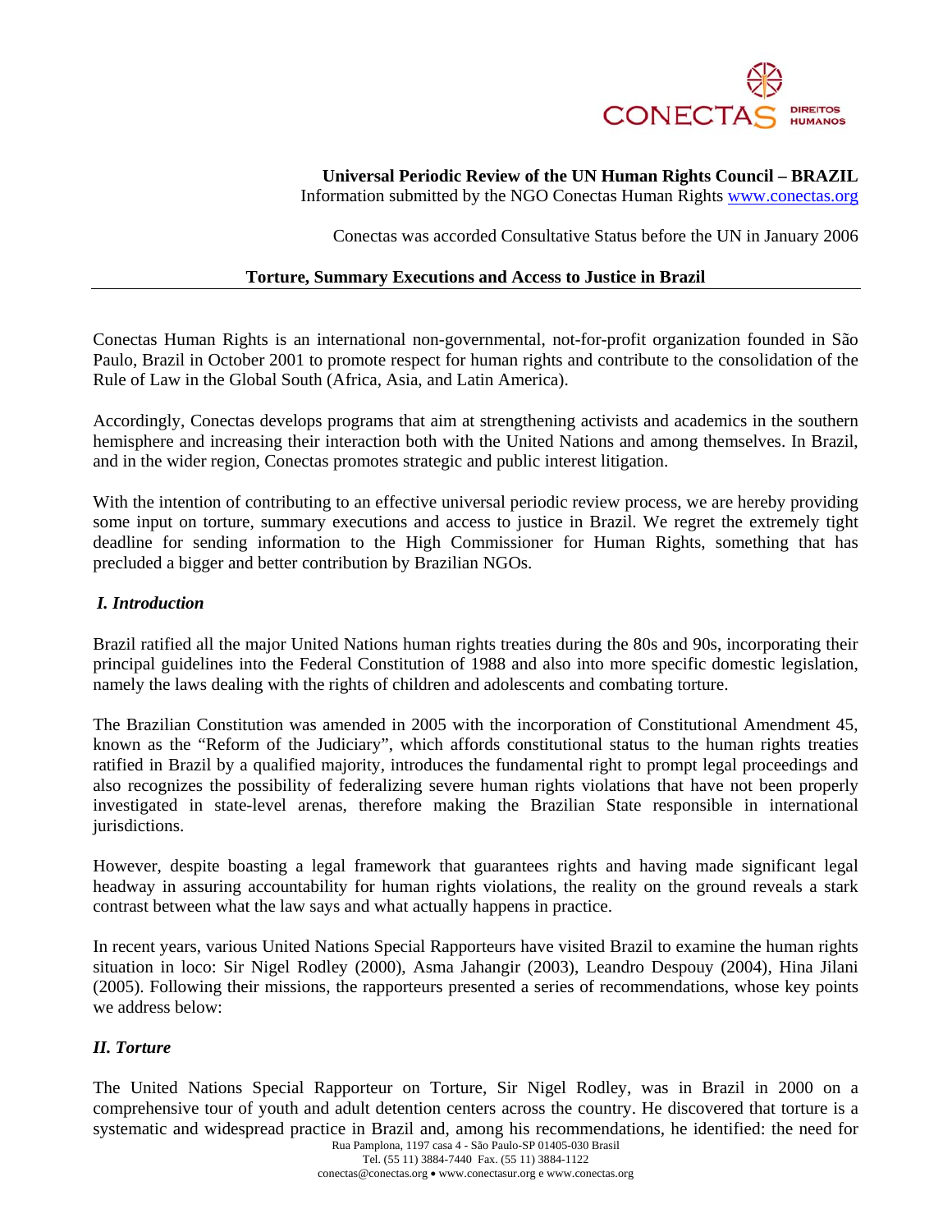**Universal Periodic Review of the UN Human Rights Council – BRAZIL**

Information submitted by the NGO Conectas Human Rights www.conectas.org

Conectas was accorded Consultative Status before the UN in January 2006

## Torture, Summary Executions and Access to Justice in Brazil

Conectas Human Rights is an international non-governmental, not-for-profit organization founded in São Paulo, Brazil in October 2001 to promote respect for human rights and contribute to the consolidation of the Rule of Law in the Global South (Africa, Asia, and Latin America).

Accordingly, Conectas develops programs that aim at strengthening activists and academics in the southern hemisphere and increasing their interaction both with the United Nations and among themselves. In Brazil, and in the wider region, Conectas promotes strategic and public interest litigation.

With the intention of contributing to an effective universal periodic review process, we are hereby providing some input on torture, summary executions and access to justice in Brazil. We regret the extremely tight deadline for sending information to the High Commissioner for Human Rights, something that has precluded a bigger and better contribution by Brazilian NGOs.

### *I. Introduction*

Brazil ratified all the major United Nations human rights treaties during the 80s and 90s, incorporating their principal guidelines into the Federal Constitution of 1988 and also into more specific domestic legislation, namely the laws dealing with the rights of children and adolescents and combating torture.

The Brazilian Constitution was amended in 2005 with the incorporation of Constitutional Amendment 45, known as the "Reform of the Judiciary", which affords constitutional status to the human rights treaties ratified in Brazil by a qualified majority, introduces the fundamental right to prompt legal proceedings and also recognizes the possibility of federalizing severe human rights violations that have not been properly investigated in state-level arenas, therefore making the Brazilian State responsible in international jurisdictions.

However, despite boasting a legal framework that guarantees rights and having made significant legal headway in assuring accountability for human rights violations, the reality on the ground reveals a stark contrast between what the law says and what actually happens in practice.

In recent years, various United Nations Special Rapporteurs have visited Brazil to examine the human rights situation in loco: Sir Nigel Rodley (2000), Asma Jahangir (2003), Leandro Despouy (2004), Hina Jilani (2005). Following their missions, the rapporteurs presented a series of recommendations, whose key points we address below:

### *II. Torture*

The United Nations Special Rapporteur on Torture, Sir Nigel Rodley, was in Brazil in 2000 on a comprehensive tour of youth and adult detention centers across the country. He discovered that torture is a systematic and widespread practice in Brazil and, among his recommendations, he identified: the need for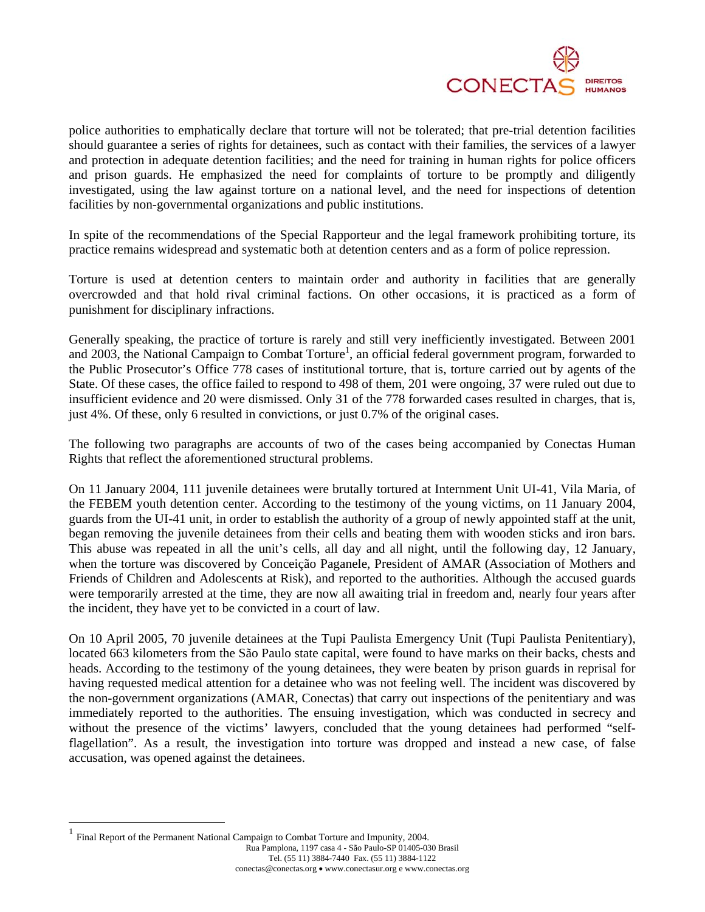police authorities to emphatically declare that torture will not be tolerated; that pre-trial detention facilities should guarantee a series of rights for detainees, such as contact with their families, the services of a lawyer and protection in adequate detention facilities; and the need for training in human rights for police officers and prison guards. He emphasized the need for complaints of torture to be promptly and diligently investigated, using the law against torture on a national level, and the need for inspections of detention facilities by non-governmental organizations and public institutions.

In spite of the recommendations of the Special Rapporteur and the legal framework prohibiting torture, its practice remains widespread and systematic both at detention centers and as a form of police repression.

Torture is used at detention centers to maintain order and authority in facilities that are generally overcrowded and that hold rival criminal factions. On other occasions, it is practiced as a form of punishment for disciplinary infractions.

Generally speaking, the practice of torture is rarely and still very inefficiently investigated. Between 2001 and 2003, the National Campaign to Combat Torture[1], an official federal government program, forwarded to the Public Prosecutor's Office 778 cases of institutional torture, that is, torture carried out by agents of the State. Of these cases, the office failed to respond to 498 of them, 201 were ongoing, 37 were ruled out due to insufficient evidence and 20 were dismissed. Only 31 of the 778 forwarded cases resulted in charges, that is, just 4%. Of these, only 6 resulted in convictions, or just 0.7% of the original cases.

The following two paragraphs are accounts of two of the cases being accompanied by Conectas Human Rights that reflect the aforementioned structural problems.

On 11 January 2004, 111 juvenile detainees were brutally tortured at Internment Unit UI-41, Vila Maria, of the FEBEM youth detention center. According to the testimony of the young victims, on 11 January 2004, guards from the UI-41 unit, in order to establish the authority of a group of newly appointed staff at the unit, began removing the juvenile detainees from their cells and beating them with wooden sticks and iron bars. This abuse was repeated in all the unit's cells, all day and all night, until the following day, 12 January, when the torture was discovered by Conceição Paganele, President of AMAR (Association of Mothers and Friends of Children and Adolescents at Risk), and reported to the authorities. Although the accused guards were temporarily arrested at the time, they are now all awaiting trial in freedom and, nearly four years after the incident, they have yet to be convicted in a court of law.

On 10 April 2005, 70 juvenile detainees at the Tupi Paulista Emergency Unit (Tupi Paulista Penitentiary), located 663 kilometers from the São Paulo state capital, were found to have marks on their backs, chests and heads. According to the testimony of the young detainees, they were beaten by prison guards in reprisal for having requested medical attention for a detainee who was not feeling well. The incident was discovered by the non-government organizations (AMAR, Conectas) that carry out inspections of the penitentiary and was immediately reported to the authorities. The ensuing investigation, which was conducted in secrecy and without the presence of the victims' lawyers, concluded that the young detainees had performed "self-flagellation". As a result, the investigation into torture was dropped and instead a new case, of false accusation, was opened against the detainees.

---

[1] Final Report of the Permanent National Campaign to Combat Torture and Impunity, 2004.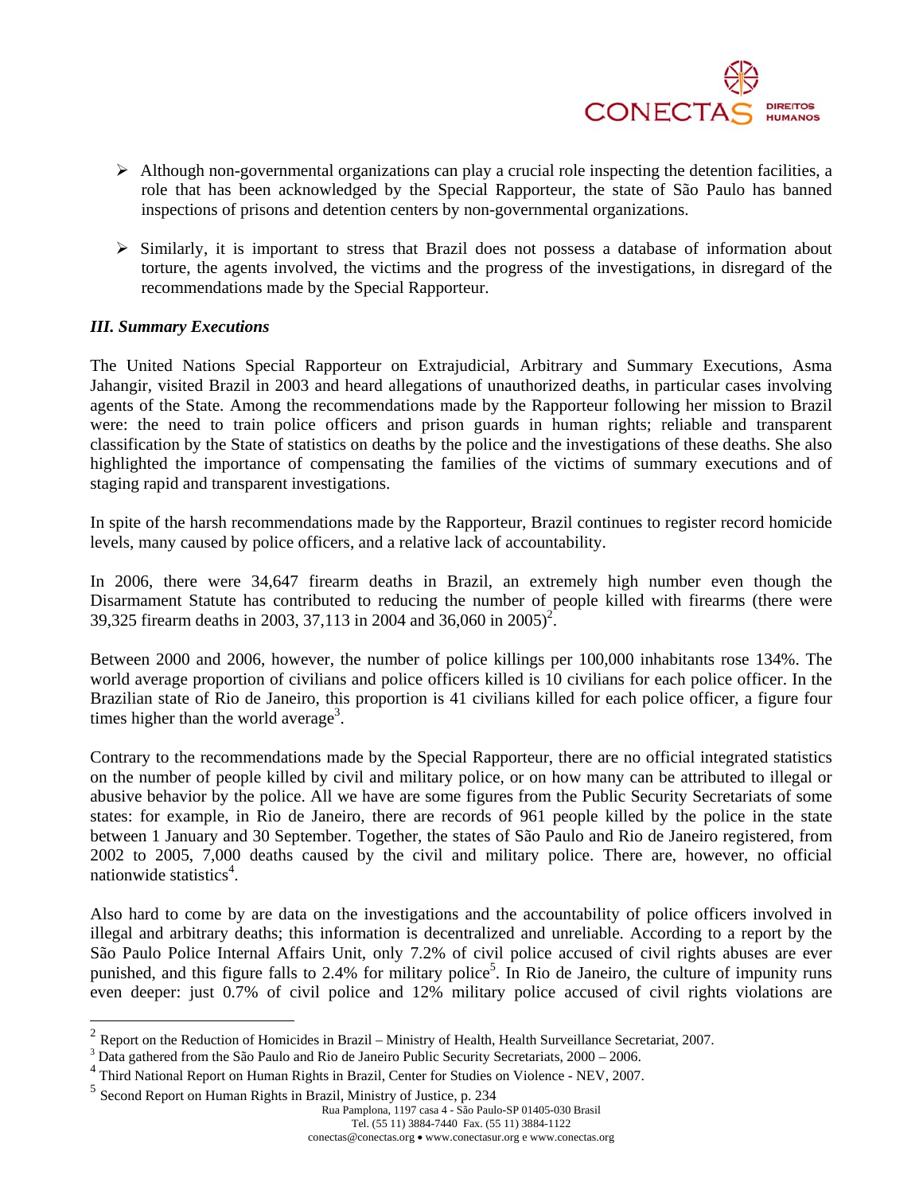- Although non-governmental organizations can play a crucial role inspecting the detention facilities, a role that has been acknowledged by the Special Rapporteur, the state of São Paulo has banned inspections of prisons and detention centers by non-governmental organizations.

- Similarly, it is important to stress that Brazil does not possess a database of information about torture, the agents involved, the victims and the progress of the investigations, in disregard of the recommendations made by the Special Rapporteur.

***III. Summary Executions***

The United Nations Special Rapporteur on Extrajudicial, Arbitrary and Summary Executions, Asma Jahangir, visited Brazil in 2003 and heard allegations of unauthorized deaths, in particular cases involving agents of the State. Among the recommendations made by the Rapporteur following her mission to Brazil were: the need to train police officers and prison guards in human rights; reliable and transparent classification by the State of statistics on deaths by the police and the investigations of these deaths. She also highlighted the importance of compensating the families of the victims of summary executions and of staging rapid and transparent investigations.

In spite of the harsh recommendations made by the Rapporteur, Brazil continues to register record homicide levels, many caused by police officers, and a relative lack of accountability.

In 2006, there were 34,647 firearm deaths in Brazil, an extremely high number even though the Disarmament Statute has contributed to reducing the number of people killed with firearms (there were 39,325 firearm deaths in 2003, 37,113 in 2004 and 36,060 in 2005)[2].

Between 2000 and 2006, however, the number of police killings per 100,000 inhabitants rose 134%. The world average proportion of civilians and police officers killed is 10 civilians for each police officer. In the Brazilian state of Rio de Janeiro, this proportion is 41 civilians killed for each police officer, a figure four times higher than the world average[3].

Contrary to the recommendations made by the Special Rapporteur, there are no official integrated statistics on the number of people killed by civil and military police, or on how many can be attributed to illegal or abusive behavior by the police. All we have are some figures from the Public Security Secretariats of some states: for example, in Rio de Janeiro, there are records of 961 people killed by the police in the state between 1 January and 30 September. Together, the states of São Paulo and Rio de Janeiro registered, from 2002 to 2005, 7,000 deaths caused by the civil and military police. There are, however, no official nationwide statistics[4].

Also hard to come by are data on the investigations and the accountability of police officers involved in illegal and arbitrary deaths; this information is decentralized and unreliable. According to a report by the São Paulo Police Internal Affairs Unit, only 7.2% of civil police accused of civil rights abuses are ever punished, and this figure falls to 2.4% for military police[5]. In Rio de Janeiro, the culture of impunity runs even deeper: just 0.7% of civil police and 12% military police accused of civil rights violations are

---

[2] Report on the Reduction of Homicides in Brazil – Ministry of Health, Health Surveillance Secretariat, 2007.

[3] Data gathered from the São Paulo and Rio de Janeiro Public Security Secretariats, 2000 – 2006.

[4] Third National Report on Human Rights in Brazil, Center for Studies on Violence - NEV, 2007.

[5] Second Report on Human Rights in Brazil, Ministry of Justice, p. 234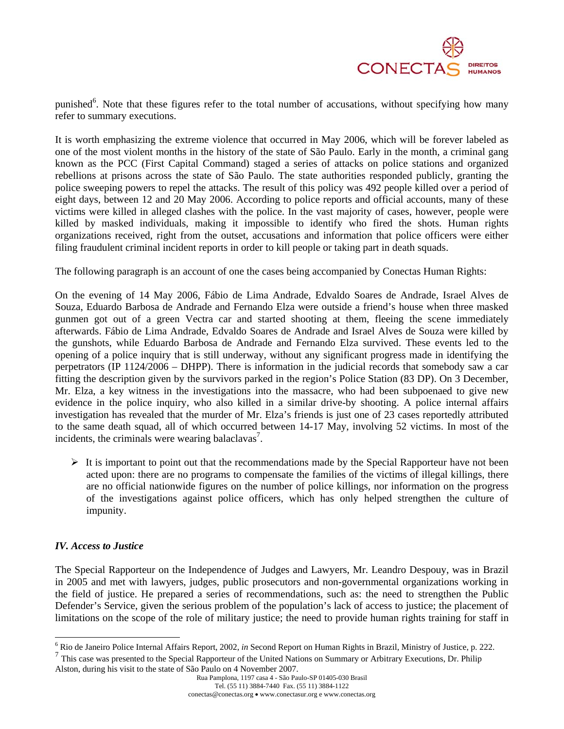punished[6]. Note that these figures refer to the total number of accusations, without specifying how many refer to summary executions.

It is worth emphasizing the extreme violence that occurred in May 2006, which will be forever labeled as one of the most violent months in the history of the state of São Paulo. Early in the month, a criminal gang known as the PCC (First Capital Command) staged a series of attacks on police stations and organized rebellions at prisons across the state of São Paulo. The state authorities responded publicly, granting the police sweeping powers to repel the attacks. The result of this policy was 492 people killed over a period of eight days, between 12 and 20 May 2006. According to police reports and official accounts, many of these victims were killed in alleged clashes with the police. In the vast majority of cases, however, people were killed by masked individuals, making it impossible to identify who fired the shots. Human rights organizations received, right from the outset, accusations and information that police officers were either filing fraudulent criminal incident reports in order to kill people or taking part in death squads.

The following paragraph is an account of one the cases being accompanied by Conectas Human Rights:

On the evening of 14 May 2006, Fábio de Lima Andrade, Edvaldo Soares de Andrade, Israel Alves de Souza, Eduardo Barbosa de Andrade and Fernando Elza were outside a friend's house when three masked gunmen got out of a green Vectra car and started shooting at them, fleeing the scene immediately afterwards. Fábio de Lima Andrade, Edvaldo Soares de Andrade and Israel Alves de Souza were killed by the gunshots, while Eduardo Barbosa de Andrade and Fernando Elza survived. These events led to the opening of a police inquiry that is still underway, without any significant progress made in identifying the perpetrators (IP 1124/2006 – DHPP). There is information in the judicial records that somebody saw a car fitting the description given by the survivors parked in the region's Police Station (83 DP). On 3 December, Mr. Elza, a key witness in the investigations into the massacre, who had been subpoenaed to give new evidence in the police inquiry, who also killed in a similar drive-by shooting. A police internal affairs investigation has revealed that the murder of Mr. Elza's friends is just one of 23 cases reportedly attributed to the same death squad, all of which occurred between 14-17 May, involving 52 victims. In most of the incidents, the criminals were wearing balaclavas[7].

- It is important to point out that the recommendations made by the Special Rapporteur have not been acted upon: there are no programs to compensate the families of the victims of illegal killings, there are no official nationwide figures on the number of police killings, nor information on the progress of the investigations against police officers, which has only helped strengthen the culture of impunity.

### *IV. Access to Justice*

The Special Rapporteur on the Independence of Judges and Lawyers, Mr. Leandro Despouy, was in Brazil in 2005 and met with lawyers, judges, public prosecutors and non-governmental organizations working in the field of justice. He prepared a series of recommendations, such as: the need to strengthen the Public Defender's Service, given the serious problem of the population's lack of access to justice; the placement of limitations on the scope of the role of military justice; the need to provide human rights training for staff in

---

[6] Rio de Janeiro Police Internal Affairs Report, 2002, *in* Second Report on Human Rights in Brazil, Ministry of Justice, p. 222.

[7] This case was presented to the Special Rapporteur of the United Nations on Summary or Arbitrary Executions, Dr. Philip Alston, during his visit to the state of São Paulo on 4 November 2007.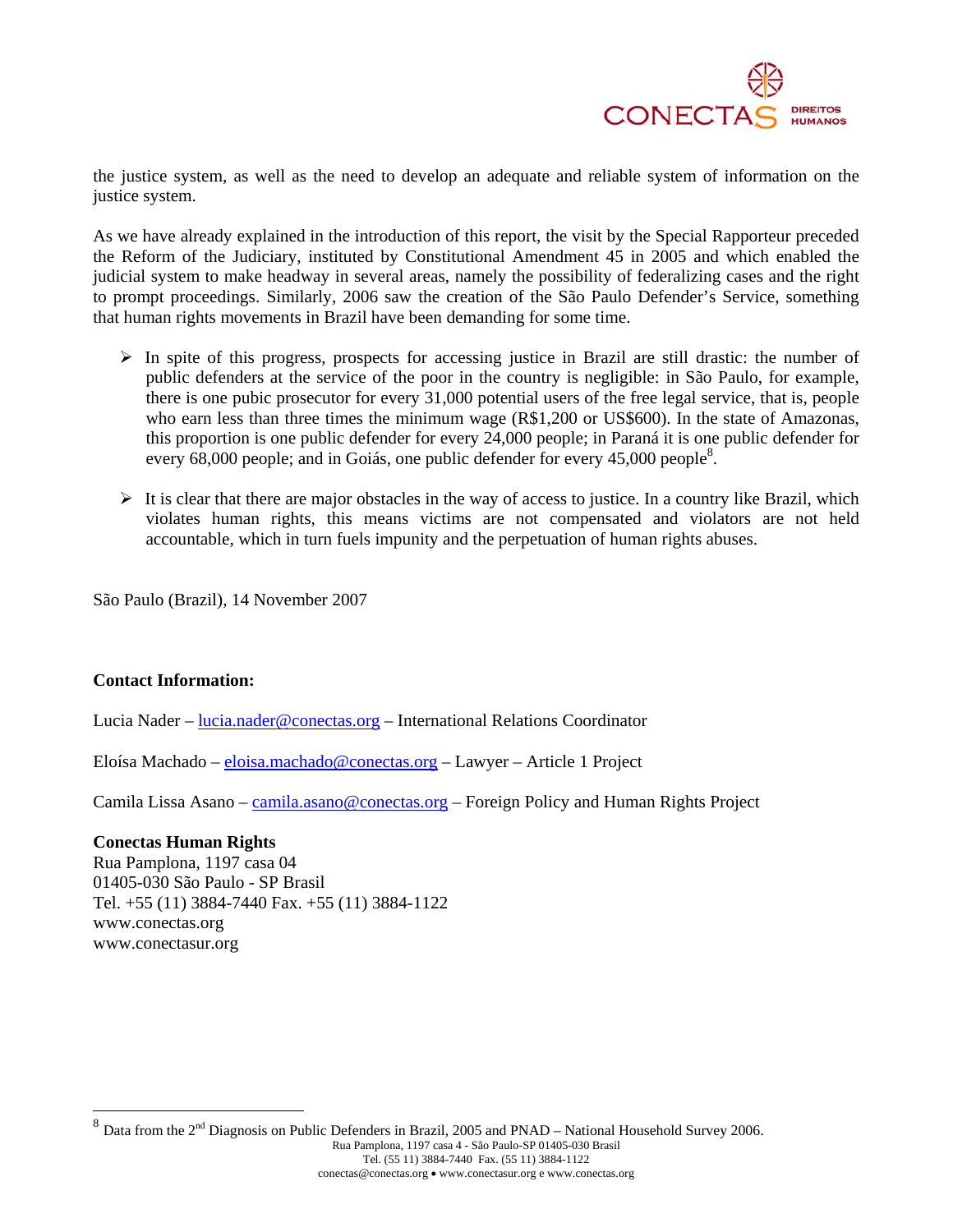the justice system, as well as the need to develop an adequate and reliable system of information on the justice system.

As we have already explained in the introduction of this report, the visit by the Special Rapporteur preceded the Reform of the Judiciary, instituted by Constitutional Amendment 45 in 2005 and which enabled the judicial system to make headway in several areas, namely the possibility of federalizing cases and the right to prompt proceedings. Similarly, 2006 saw the creation of the São Paulo Defender's Service, something that human rights movements in Brazil have been demanding for some time.

- In spite of this progress, prospects for accessing justice in Brazil are still drastic: the number of public defenders at the service of the poor in the country is negligible: in São Paulo, for example, there is one pubic prosecutor for every 31,000 potential users of the free legal service, that is, people who earn less than three times the minimum wage (R$1,200 or US$600). In the state of Amazonas, this proportion is one public defender for every 24,000 people; in Paraná it is one public defender for every 68,000 people; and in Goiás, one public defender for every 45,000 people[8].

- It is clear that there are major obstacles in the way of access to justice. In a country like Brazil, which violates human rights, this means victims are not compensated and violators are not held accountable, which in turn fuels impunity and the perpetuation of human rights abuses.

São Paulo (Brazil), 14 November 2007

**Contact Information:**

Lucia Nader – lucia.nader@conectas.org – International Relations Coordinator

Eloísa Machado – eloisa.machado@conectas.org – Lawyer – Article 1 Project

Camila Lissa Asano – camila.asano@conectas.org – Foreign Policy and Human Rights Project

**Conectas Human Rights**
Rua Pamplona, 1197 casa 04
01405-030 São Paulo - SP Brasil
Tel. +55 (11) 3884-7440 Fax. +55 (11) 3884-1122
www.conectas.org
www.conectasur.org

[8] Data from the 2nd Diagnosis on Public Defenders in Brazil, 2005 and PNAD – National Household Survey 2006.